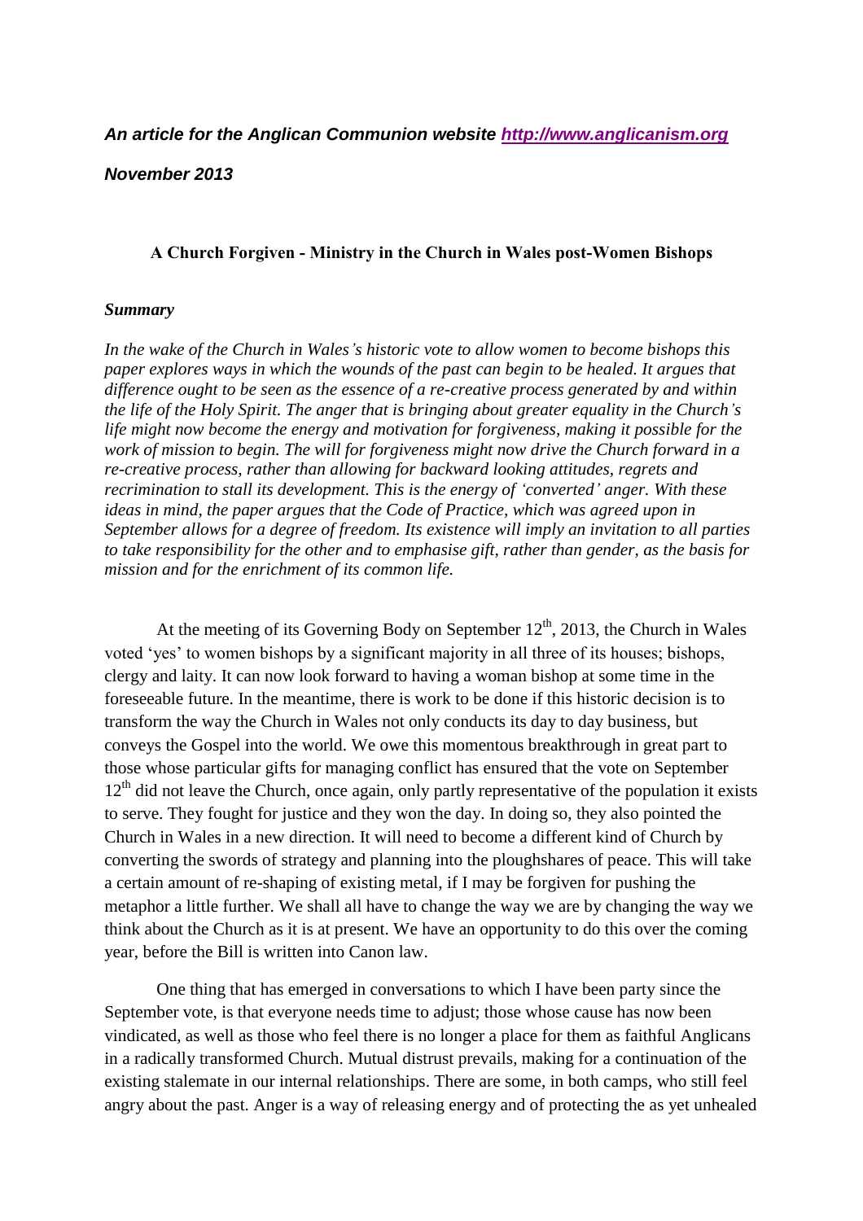***An article for the Anglican Communion website [http://www.anglicanism.org](http://www.anglicanism.org)***

***November 2013***

**A Church Forgiven - Ministry in the Church in Wales post-Women Bishops**

***Summary***

*In the wake of the Church in Wales's historic vote to allow women to become bishops this paper explores ways in which the wounds of the past can begin to be healed. It argues that difference ought to be seen as the essence of a re-creative process generated by and within the life of the Holy Spirit. The anger that is bringing about greater equality in the Church's life might now become the energy and motivation for forgiveness, making it possible for the work of mission to begin. The will for forgiveness might now drive the Church forward in a re-creative process, rather than allowing for backward looking attitudes, regrets and recrimination to stall its development. This is the energy of 'converted' anger. With these ideas in mind, the paper argues that the Code of Practice, which was agreed upon in September allows for a degree of freedom. Its existence will imply an invitation to all parties to take responsibility for the other and to emphasise gift, rather than gender, as the basis for mission and for the enrichment of its common life.*

At the meeting of its Governing Body on September 12th, 2013, the Church in Wales voted 'yes' to women bishops by a significant majority in all three of its houses; bishops, clergy and laity. It can now look forward to having a woman bishop at some time in the foreseeable future. In the meantime, there is work to be done if this historic decision is to transform the way the Church in Wales not only conducts its day to day business, but conveys the Gospel into the world. We owe this momentous breakthrough in great part to those whose particular gifts for managing conflict has ensured that the vote on September 12th did not leave the Church, once again, only partly representative of the population it exists to serve. They fought for justice and they won the day. In doing so, they also pointed the Church in Wales in a new direction. It will need to become a different kind of Church by converting the swords of strategy and planning into the ploughshares of peace. This will take a certain amount of re-shaping of existing metal, if I may be forgiven for pushing the metaphor a little further. We shall all have to change the way we are by changing the way we think about the Church as it is at present. We have an opportunity to do this over the coming year, before the Bill is written into Canon law.

One thing that has emerged in conversations to which I have been party since the September vote, is that everyone needs time to adjust; those whose cause has now been vindicated, as well as those who feel there is no longer a place for them as faithful Anglicans in a radically transformed Church. Mutual distrust prevails, making for a continuation of the existing stalemate in our internal relationships. There are some, in both camps, who still feel angry about the past. Anger is a way of releasing energy and of protecting the as yet unhealed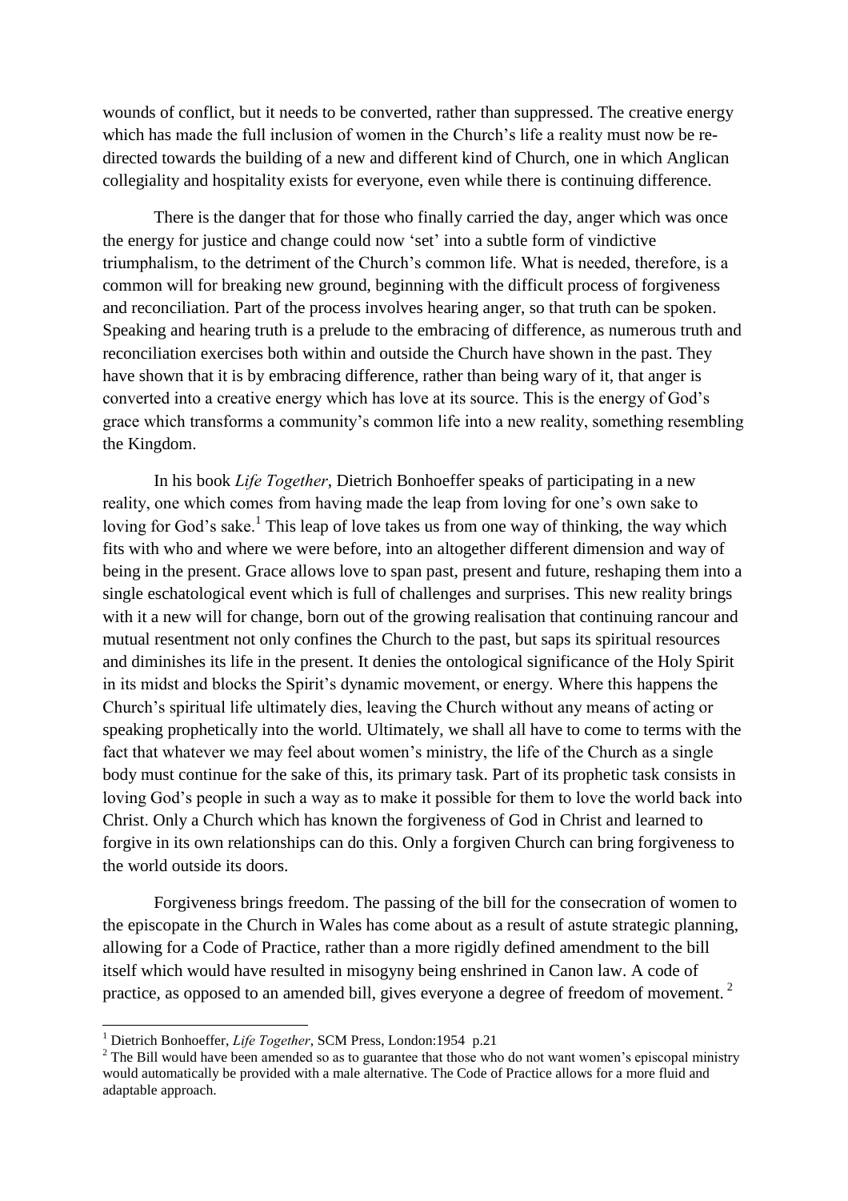wounds of conflict, but it needs to be converted, rather than suppressed. The creative energy which has made the full inclusion of women in the Church's life a reality must now be re-directed towards the building of a new and different kind of Church, one in which Anglican collegiality and hospitality exists for everyone, even while there is continuing difference.

There is the danger that for those who finally carried the day, anger which was once the energy for justice and change could now 'set' into a subtle form of vindictive triumphalism, to the detriment of the Church's common life. What is needed, therefore, is a common will for breaking new ground, beginning with the difficult process of forgiveness and reconciliation. Part of the process involves hearing anger, so that truth can be spoken. Speaking and hearing truth is a prelude to the embracing of difference, as numerous truth and reconciliation exercises both within and outside the Church have shown in the past. They have shown that it is by embracing difference, rather than being wary of it, that anger is converted into a creative energy which has love at its source. This is the energy of God's grace which transforms a community's common life into a new reality, something resembling the Kingdom.

In his book *Life Together*, Dietrich Bonhoeffer speaks of participating in a new reality, one which comes from having made the leap from loving for one's own sake to loving for God's sake.[1] This leap of love takes us from one way of thinking, the way which fits with who and where we were before, into an altogether different dimension and way of being in the present. Grace allows love to span past, present and future, reshaping them into a single eschatological event which is full of challenges and surprises. This new reality brings with it a new will for change, born out of the growing realisation that continuing rancour and mutual resentment not only confines the Church to the past, but saps its spiritual resources and diminishes its life in the present. It denies the ontological significance of the Holy Spirit in its midst and blocks the Spirit's dynamic movement, or energy. Where this happens the Church's spiritual life ultimately dies, leaving the Church without any means of acting or speaking prophetically into the world. Ultimately, we shall all have to come to terms with the fact that whatever we may feel about women's ministry, the life of the Church as a single body must continue for the sake of this, its primary task. Part of its prophetic task consists in loving God's people in such a way as to make it possible for them to love the world back into Christ. Only a Church which has known the forgiveness of God in Christ and learned to forgive in its own relationships can do this. Only a forgiven Church can bring forgiveness to the world outside its doors.

Forgiveness brings freedom. The passing of the bill for the consecration of women to the episcopate in the Church in Wales has come about as a result of astute strategic planning, allowing for a Code of Practice, rather than a more rigidly defined amendment to the bill itself which would have resulted in misogyny being enshrined in Canon law. A code of practice, as opposed to an amended bill, gives everyone a degree of freedom of movement.[2]

---

[1] Dietrich Bonhoeffer, *Life Together*, SCM Press, London:1954 p.21

[2] The Bill would have been amended so as to guarantee that those who do not want women's episcopal ministry would automatically be provided with a male alternative. The Code of Practice allows for a more fluid and adaptable approach.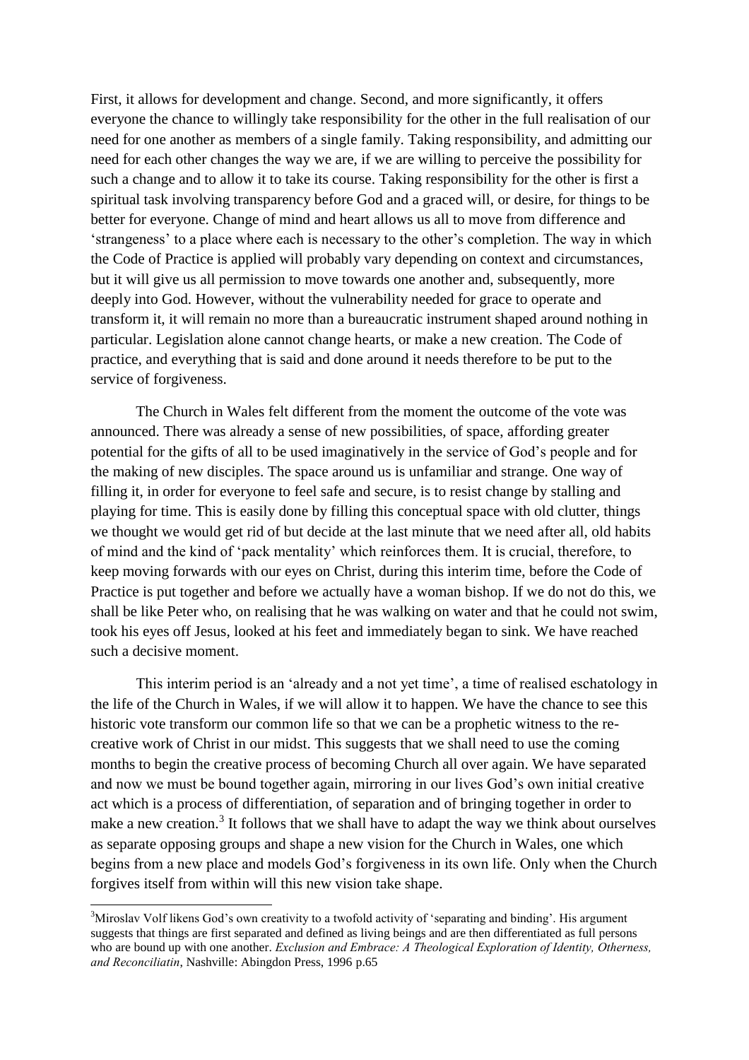First, it allows for development and change. Second, and more significantly, it offers everyone the chance to willingly take responsibility for the other in the full realisation of our need for one another as members of a single family. Taking responsibility, and admitting our need for each other changes the way we are, if we are willing to perceive the possibility for such a change and to allow it to take its course. Taking responsibility for the other is first a spiritual task involving transparency before God and a graced will, or desire, for things to be better for everyone. Change of mind and heart allows us all to move from difference and 'strangeness' to a place where each is necessary to the other's completion. The way in which the Code of Practice is applied will probably vary depending on context and circumstances, but it will give us all permission to move towards one another and, subsequently, more deeply into God. However, without the vulnerability needed for grace to operate and transform it, it will remain no more than a bureaucratic instrument shaped around nothing in particular. Legislation alone cannot change hearts, or make a new creation. The Code of practice, and everything that is said and done around it needs therefore to be put to the service of forgiveness.

The Church in Wales felt different from the moment the outcome of the vote was announced. There was already a sense of new possibilities, of space, affording greater potential for the gifts of all to be used imaginatively in the service of God's people and for the making of new disciples. The space around us is unfamiliar and strange. One way of filling it, in order for everyone to feel safe and secure, is to resist change by stalling and playing for time. This is easily done by filling this conceptual space with old clutter, things we thought we would get rid of but decide at the last minute that we need after all, old habits of mind and the kind of 'pack mentality' which reinforces them. It is crucial, therefore, to keep moving forwards with our eyes on Christ, during this interim time, before the Code of Practice is put together and before we actually have a woman bishop. If we do not do this, we shall be like Peter who, on realising that he was walking on water and that he could not swim, took his eyes off Jesus, looked at his feet and immediately began to sink. We have reached such a decisive moment.

This interim period is an 'already and a not yet time', a time of realised eschatology in the life of the Church in Wales, if we will allow it to happen. We have the chance to see this historic vote transform our common life so that we can be a prophetic witness to the re-creative work of Christ in our midst. This suggests that we shall need to use the coming months to begin the creative process of becoming Church all over again. We have separated and now we must be bound together again, mirroring in our lives God's own initial creative act which is a process of differentiation, of separation and of bringing together in order to make a new creation.[3] It follows that we shall have to adapt the way we think about ourselves as separate opposing groups and shape a new vision for the Church in Wales, one which begins from a new place and models God's forgiveness in its own life. Only when the Church forgives itself from within will this new vision take shape.

---

[3]Miroslav Volf likens God's own creativity to a twofold activity of 'separating and binding'. His argument suggests that things are first separated and defined as living beings and are then differentiated as full persons who are bound up with one another. *Exclusion and Embrace: A Theological Exploration of Identity, Otherness, and Reconciliatin*, Nashville: Abingdon Press, 1996 p.65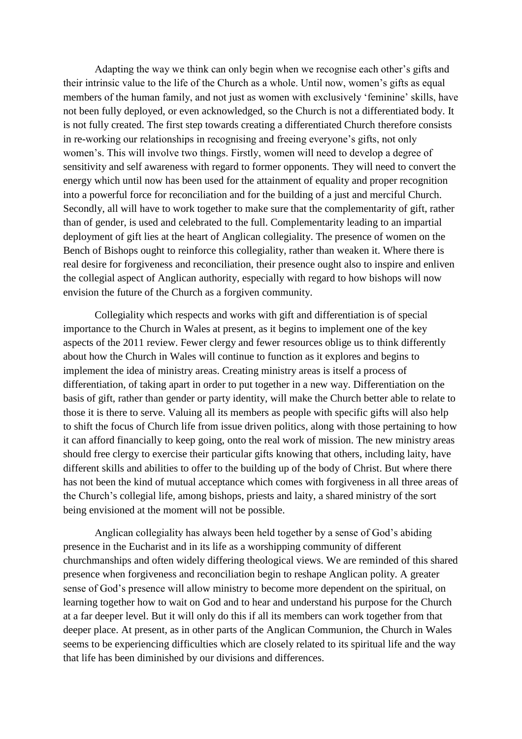Adapting the way we think can only begin when we recognise each other's gifts and their intrinsic value to the life of the Church as a whole. Until now, women's gifts as equal members of the human family, and not just as women with exclusively 'feminine' skills, have not been fully deployed, or even acknowledged, so the Church is not a differentiated body. It is not fully created. The first step towards creating a differentiated Church therefore consists in re-working our relationships in recognising and freeing everyone's gifts, not only women's. This will involve two things. Firstly, women will need to develop a degree of sensitivity and self awareness with regard to former opponents. They will need to convert the energy which until now has been used for the attainment of equality and proper recognition into a powerful force for reconciliation and for the building of a just and merciful Church. Secondly, all will have to work together to make sure that the complementarity of gift, rather than of gender, is used and celebrated to the full. Complementarity leading to an impartial deployment of gift lies at the heart of Anglican collegiality. The presence of women on the Bench of Bishops ought to reinforce this collegiality, rather than weaken it. Where there is real desire for forgiveness and reconciliation, their presence ought also to inspire and enliven the collegial aspect of Anglican authority, especially with regard to how bishops will now envision the future of the Church as a forgiven community.

Collegiality which respects and works with gift and differentiation is of special importance to the Church in Wales at present, as it begins to implement one of the key aspects of the 2011 review. Fewer clergy and fewer resources oblige us to think differently about how the Church in Wales will continue to function as it explores and begins to implement the idea of ministry areas. Creating ministry areas is itself a process of differentiation, of taking apart in order to put together in a new way. Differentiation on the basis of gift, rather than gender or party identity, will make the Church better able to relate to those it is there to serve. Valuing all its members as people with specific gifts will also help to shift the focus of Church life from issue driven politics, along with those pertaining to how it can afford financially to keep going, onto the real work of mission. The new ministry areas should free clergy to exercise their particular gifts knowing that others, including laity, have different skills and abilities to offer to the building up of the body of Christ. But where there has not been the kind of mutual acceptance which comes with forgiveness in all three areas of the Church's collegial life, among bishops, priests and laity, a shared ministry of the sort being envisioned at the moment will not be possible.

Anglican collegiality has always been held together by a sense of God's abiding presence in the Eucharist and in its life as a worshipping community of different churchmanships and often widely differing theological views. We are reminded of this shared presence when forgiveness and reconciliation begin to reshape Anglican polity. A greater sense of God's presence will allow ministry to become more dependent on the spiritual, on learning together how to wait on God and to hear and understand his purpose for the Church at a far deeper level. But it will only do this if all its members can work together from that deeper place. At present, as in other parts of the Anglican Communion, the Church in Wales seems to be experiencing difficulties which are closely related to its spiritual life and the way that life has been diminished by our divisions and differences.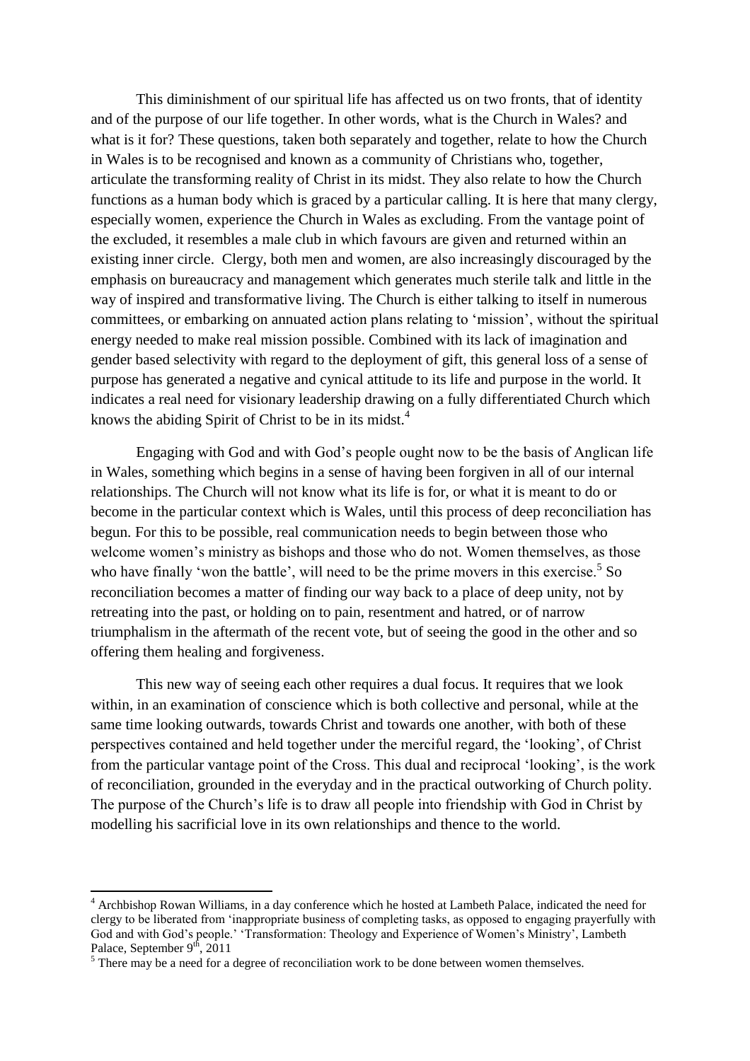This diminishment of our spiritual life has affected us on two fronts, that of identity and of the purpose of our life together. In other words, what is the Church in Wales? and what is it for? These questions, taken both separately and together, relate to how the Church in Wales is to be recognised and known as a community of Christians who, together, articulate the transforming reality of Christ in its midst. They also relate to how the Church functions as a human body which is graced by a particular calling. It is here that many clergy, especially women, experience the Church in Wales as excluding. From the vantage point of the excluded, it resembles a male club in which favours are given and returned within an existing inner circle. Clergy, both men and women, are also increasingly discouraged by the emphasis on bureaucracy and management which generates much sterile talk and little in the way of inspired and transformative living. The Church is either talking to itself in numerous committees, or embarking on annuated action plans relating to 'mission', without the spiritual energy needed to make real mission possible. Combined with its lack of imagination and gender based selectivity with regard to the deployment of gift, this general loss of a sense of purpose has generated a negative and cynical attitude to its life and purpose in the world. It indicates a real need for visionary leadership drawing on a fully differentiated Church which knows the abiding Spirit of Christ to be in its midst.[4]

Engaging with God and with God's people ought now to be the basis of Anglican life in Wales, something which begins in a sense of having been forgiven in all of our internal relationships. The Church will not know what its life is for, or what it is meant to do or become in the particular context which is Wales, until this process of deep reconciliation has begun. For this to be possible, real communication needs to begin between those who welcome women's ministry as bishops and those who do not. Women themselves, as those who have finally 'won the battle', will need to be the prime movers in this exercise.[5] So reconciliation becomes a matter of finding our way back to a place of deep unity, not by retreating into the past, or holding on to pain, resentment and hatred, or of narrow triumphalism in the aftermath of the recent vote, but of seeing the good in the other and so offering them healing and forgiveness.

This new way of seeing each other requires a dual focus. It requires that we look within, in an examination of conscience which is both collective and personal, while at the same time looking outwards, towards Christ and towards one another, with both of these perspectives contained and held together under the merciful regard, the 'looking', of Christ from the particular vantage point of the Cross. This dual and reciprocal 'looking', is the work of reconciliation, grounded in the everyday and in the practical outworking of Church polity. The purpose of the Church's life is to draw all people into friendship with God in Christ by modelling his sacrificial love in its own relationships and thence to the world.

---

[4] Archbishop Rowan Williams, in a day conference which he hosted at Lambeth Palace, indicated the need for clergy to be liberated from 'inappropriate business of completing tasks, as opposed to engaging prayerfully with God and with God's people.' 'Transformation: Theology and Experience of Women's Ministry', Lambeth Palace, September 9th, 2011

[5] There may be a need for a degree of reconciliation work to be done between women themselves.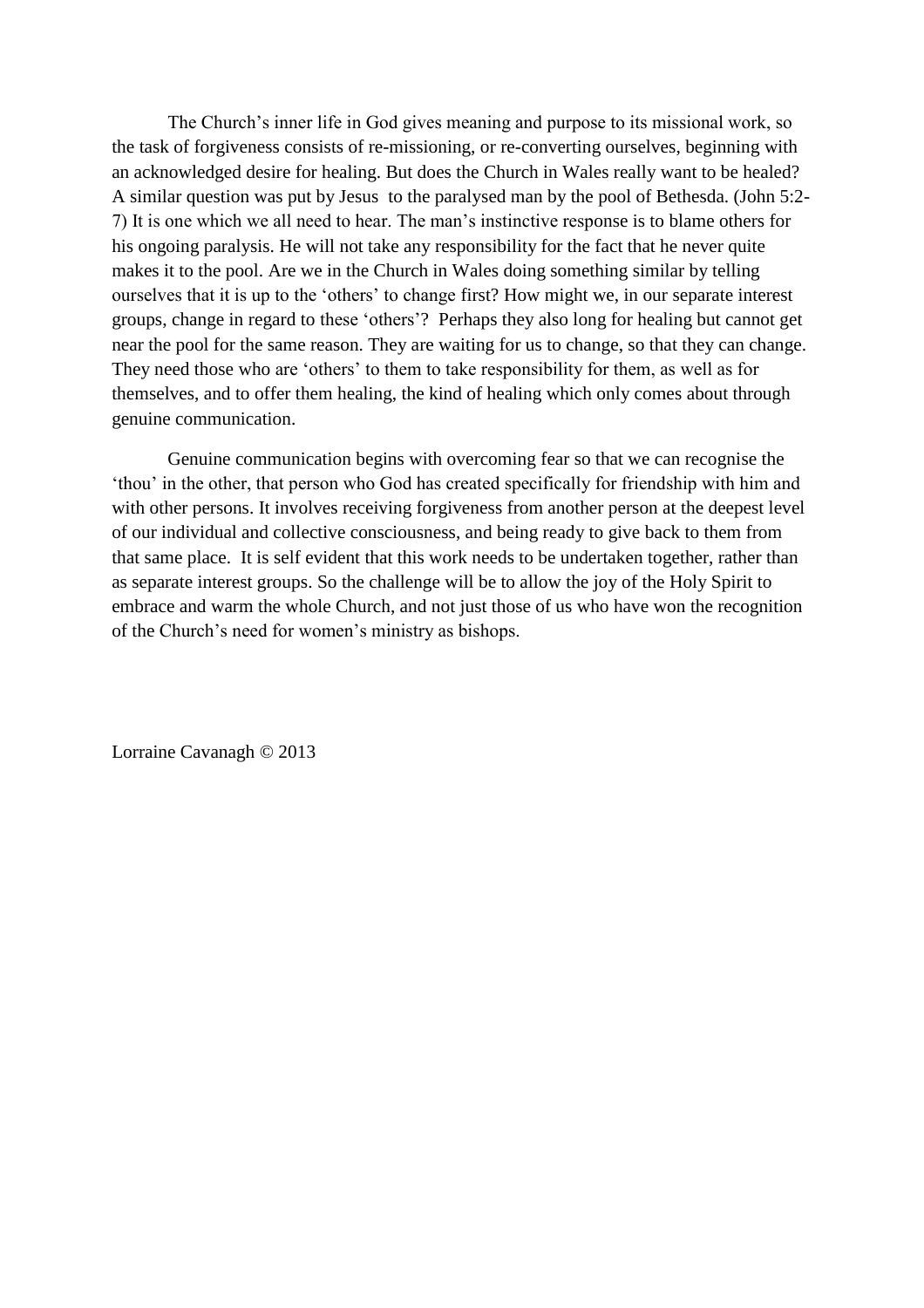The Church's inner life in God gives meaning and purpose to its missional work, so the task of forgiveness consists of re-missioning, or re-converting ourselves, beginning with an acknowledged desire for healing. But does the Church in Wales really want to be healed? A similar question was put by Jesus to the paralysed man by the pool of Bethesda. (John 5:2-7) It is one which we all need to hear. The man's instinctive response is to blame others for his ongoing paralysis. He will not take any responsibility for the fact that he never quite makes it to the pool. Are we in the Church in Wales doing something similar by telling ourselves that it is up to the 'others' to change first? How might we, in our separate interest groups, change in regard to these 'others'? Perhaps they also long for healing but cannot get near the pool for the same reason. They are waiting for us to change, so that they can change. They need those who are 'others' to them to take responsibility for them, as well as for themselves, and to offer them healing, the kind of healing which only comes about through genuine communication.

Genuine communication begins with overcoming fear so that we can recognise the 'thou' in the other, that person who God has created specifically for friendship with him and with other persons. It involves receiving forgiveness from another person at the deepest level of our individual and collective consciousness, and being ready to give back to them from that same place. It is self evident that this work needs to be undertaken together, rather than as separate interest groups. So the challenge will be to allow the joy of the Holy Spirit to embrace and warm the whole Church, and not just those of us who have won the recognition of the Church's need for women's ministry as bishops.

Lorraine Cavanagh © 2013